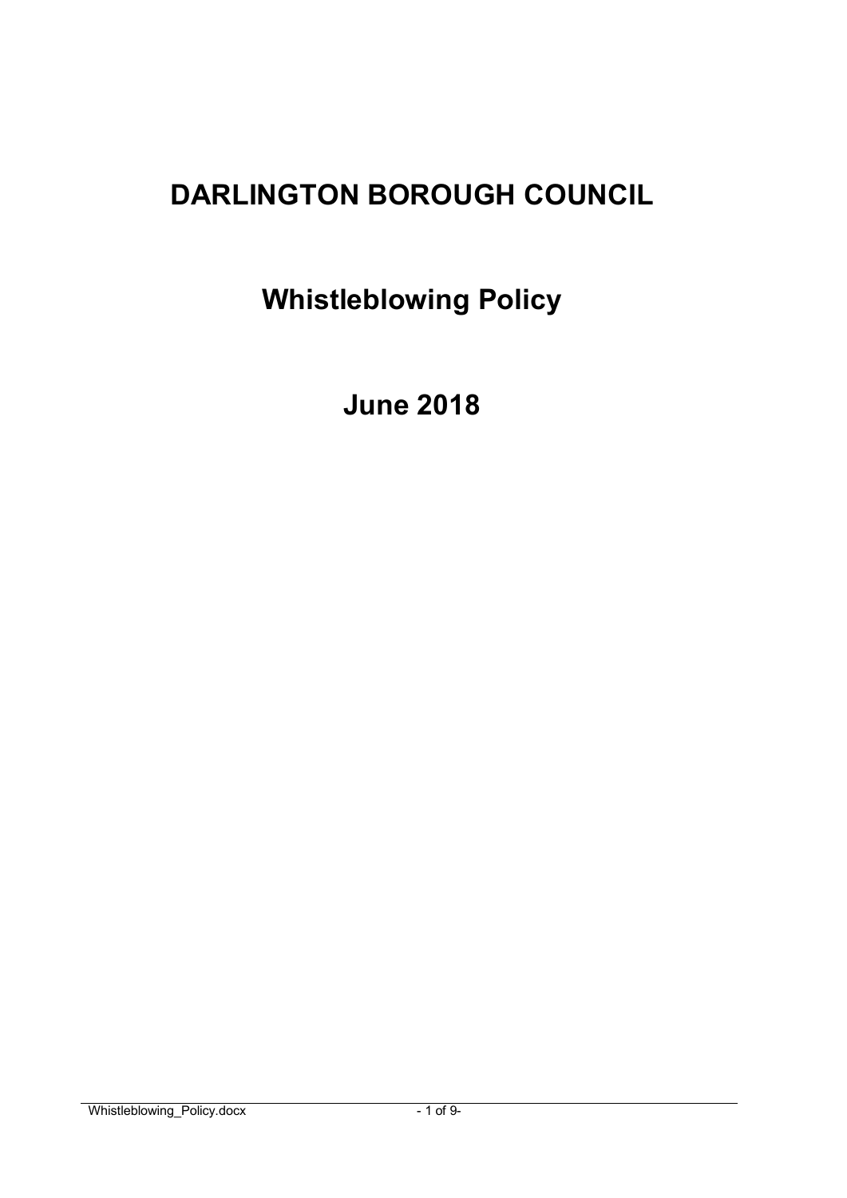# DARLINGTON BOROUGH COUNCIL

## Whistleblowing Policy

## June 2018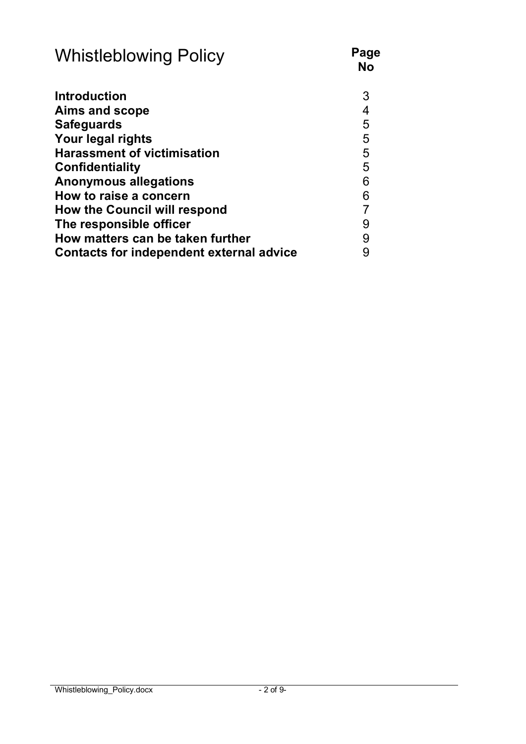# Whistleblowing Policy

| | Page No |
|---|---|
| **Introduction** | 3 |
| **Aims and scope** | 4 |
| **Safeguards** | 5 |
| **Your legal rights** | 5 |
| **Harassment of victimisation** | 5 |
| **Confidentiality** | 5 |
| **Anonymous allegations** | 6 |
| **How to raise a concern** | 6 |
| **How the Council will respond** | 7 |
| **The responsible officer** | 9 |
| **How matters can be taken further** | 9 |
| **Contacts for independent external advice** | 9 |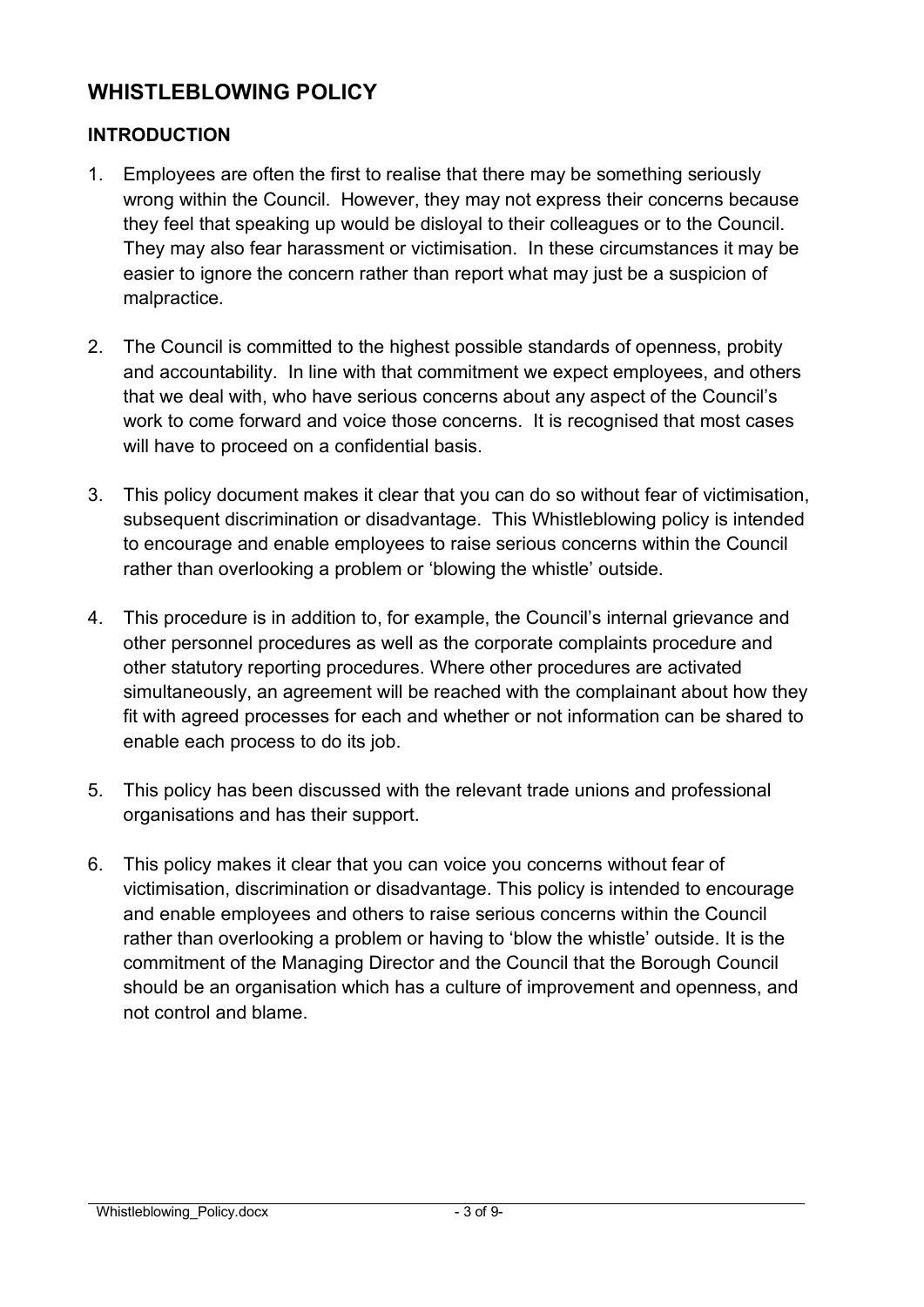# WHISTLEBLOWING POLICY

## INTRODUCTION

1. Employees are often the first to realise that there may be something seriously wrong within the Council. However, they may not express their concerns because they feel that speaking up would be disloyal to their colleagues or to the Council. They may also fear harassment or victimisation. In these circumstances it may be easier to ignore the concern rather than report what may just be a suspicion of malpractice.

2. The Council is committed to the highest possible standards of openness, probity and accountability. In line with that commitment we expect employees, and others that we deal with, who have serious concerns about any aspect of the Council's work to come forward and voice those concerns. It is recognised that most cases will have to proceed on a confidential basis.

3. This policy document makes it clear that you can do so without fear of victimisation, subsequent discrimination or disadvantage. This Whistleblowing policy is intended to encourage and enable employees to raise serious concerns within the Council rather than overlooking a problem or 'blowing the whistle' outside.

4. This procedure is in addition to, for example, the Council's internal grievance and other personnel procedures as well as the corporate complaints procedure and other statutory reporting procedures. Where other procedures are activated simultaneously, an agreement will be reached with the complainant about how they fit with agreed processes for each and whether or not information can be shared to enable each process to do its job.

5. This policy has been discussed with the relevant trade unions and professional organisations and has their support.

6. This policy makes it clear that you can voice you concerns without fear of victimisation, discrimination or disadvantage. This policy is intended to encourage and enable employees and others to raise serious concerns within the Council rather than overlooking a problem or having to 'blow the whistle' outside. It is the commitment of the Managing Director and the Council that the Borough Council should be an organisation which has a culture of improvement and openness, and not control and blame.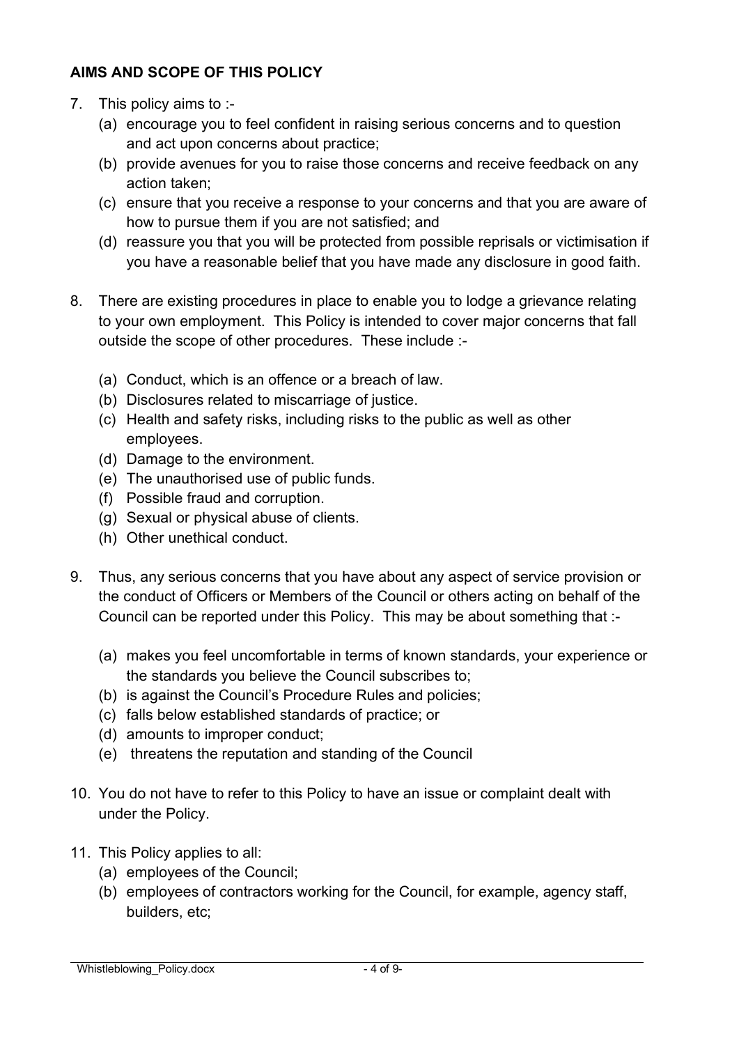**AIMS AND SCOPE OF THIS POLICY**

7. This policy aims to :-
   (a) encourage you to feel confident in raising serious concerns and to question and act upon concerns about practice;
   (b) provide avenues for you to raise those concerns and receive feedback on any action taken;
   (c) ensure that you receive a response to your concerns and that you are aware of how to pursue them if you are not satisfied; and
   (d) reassure you that you will be protected from possible reprisals or victimisation if you have a reasonable belief that you have made any disclosure in good faith.

8. There are existing procedures in place to enable you to lodge a grievance relating to your own employment. This Policy is intended to cover major concerns that fall outside the scope of other procedures. These include :-

   (a) Conduct, which is an offence or a breach of law.
   (b) Disclosures related to miscarriage of justice.
   (c) Health and safety risks, including risks to the public as well as other employees.
   (d) Damage to the environment.
   (e) The unauthorised use of public funds.
   (f) Possible fraud and corruption.
   (g) Sexual or physical abuse of clients.
   (h) Other unethical conduct.

9. Thus, any serious concerns that you have about any aspect of service provision or the conduct of Officers or Members of the Council or others acting on behalf of the Council can be reported under this Policy. This may be about something that :-

   (a) makes you feel uncomfortable in terms of known standards, your experience or the standards you believe the Council subscribes to;
   (b) is against the Council's Procedure Rules and policies;
   (c) falls below established standards of practice; or
   (d) amounts to improper conduct;
   (e) threatens the reputation and standing of the Council

10. You do not have to refer to this Policy to have an issue or complaint dealt with under the Policy.

11. This Policy applies to all:
    (a) employees of the Council;
    (b) employees of contractors working for the Council, for example, agency staff, builders, etc;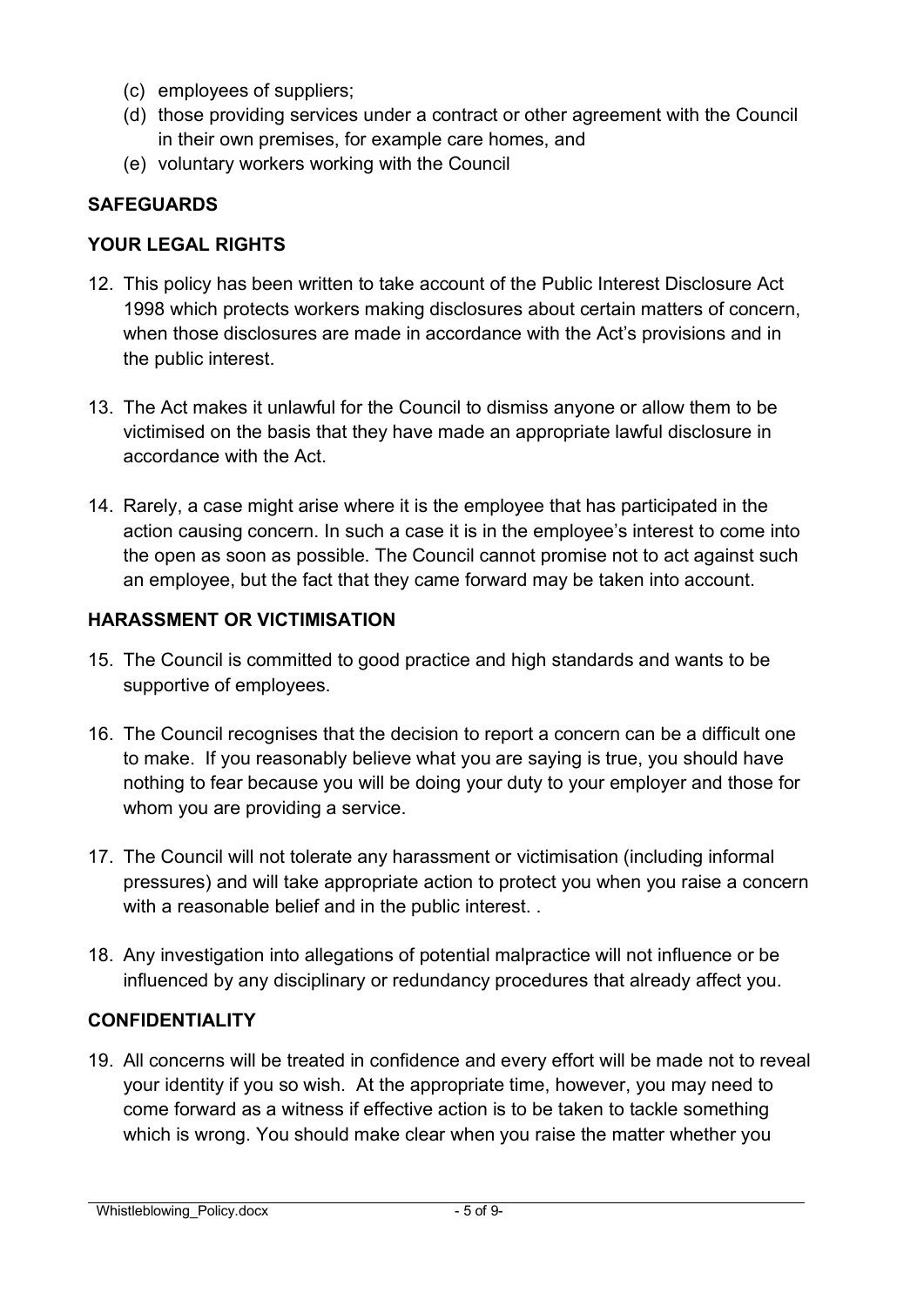(c) employees of suppliers;
(d) those providing services under a contract or other agreement with the Council in their own premises, for example care homes, and
(e) voluntary workers working with the Council

## SAFEGUARDS

### YOUR LEGAL RIGHTS

12. This policy has been written to take account of the Public Interest Disclosure Act 1998 which protects workers making disclosures about certain matters of concern, when those disclosures are made in accordance with the Act's provisions and in the public interest.

13. The Act makes it unlawful for the Council to dismiss anyone or allow them to be victimised on the basis that they have made an appropriate lawful disclosure in accordance with the Act.

14. Rarely, a case might arise where it is the employee that has participated in the action causing concern. In such a case it is in the employee's interest to come into the open as soon as possible. The Council cannot promise not to act against such an employee, but the fact that they came forward may be taken into account.

### HARASSMENT OR VICTIMISATION

15. The Council is committed to good practice and high standards and wants to be supportive of employees.

16. The Council recognises that the decision to report a concern can be a difficult one to make. If you reasonably believe what you are saying is true, you should have nothing to fear because you will be doing your duty to your employer and those for whom you are providing a service.

17. The Council will not tolerate any harassment or victimisation (including informal pressures) and will take appropriate action to protect you when you raise a concern with a reasonable belief and in the public interest. .

18. Any investigation into allegations of potential malpractice will not influence or be influenced by any disciplinary or redundancy procedures that already affect you.

### CONFIDENTIALITY

19. All concerns will be treated in confidence and every effort will be made not to reveal your identity if you so wish. At the appropriate time, however, you may need to come forward as a witness if effective action is to be taken to tackle something which is wrong. You should make clear when you raise the matter whether you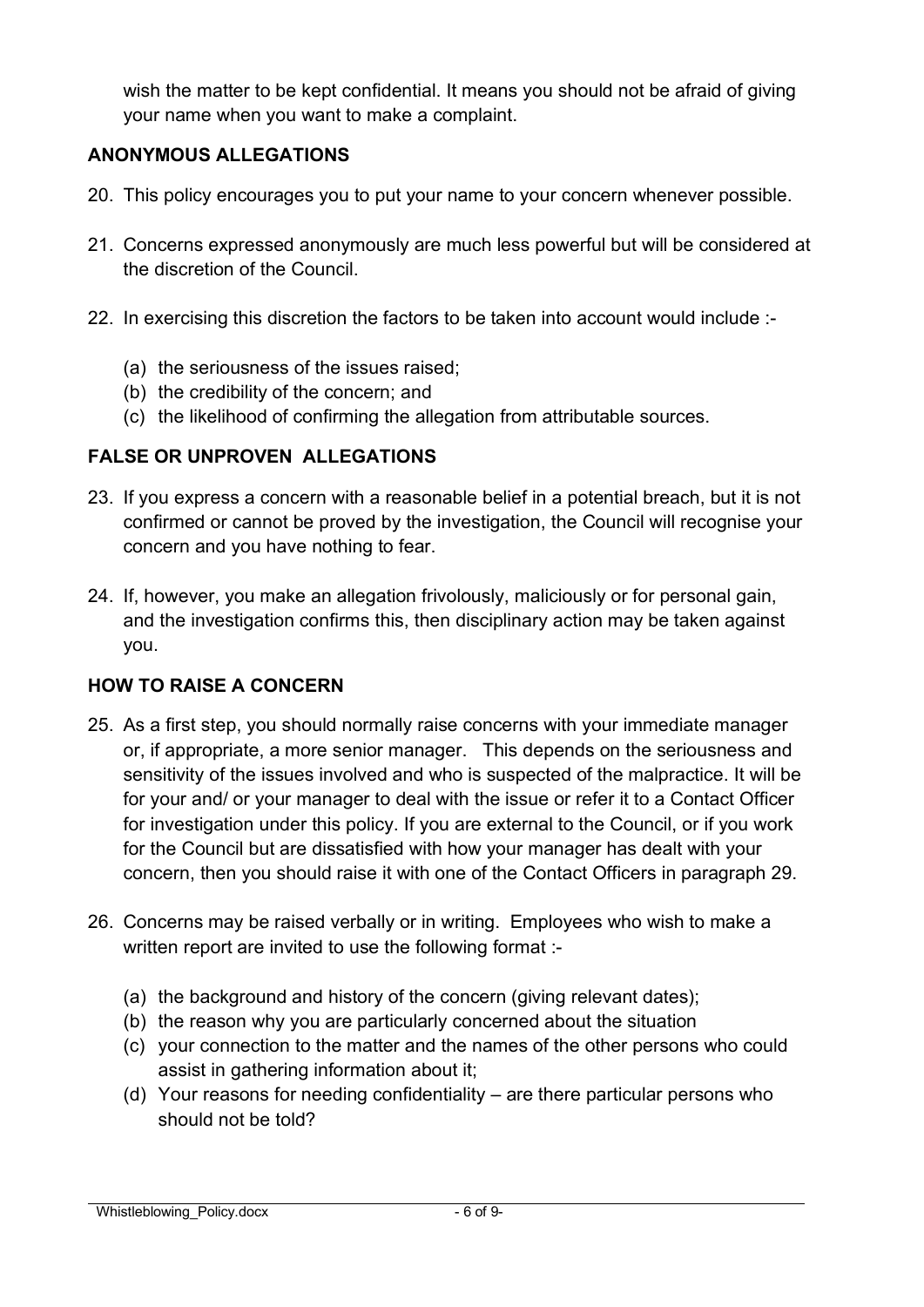wish the matter to be kept confidential. It means you should not be afraid of giving your name when you want to make a complaint.

## ANONYMOUS ALLEGATIONS

20. This policy encourages you to put your name to your concern whenever possible.

21. Concerns expressed anonymously are much less powerful but will be considered at the discretion of the Council.

22. In exercising this discretion the factors to be taken into account would include :-

    (a) the seriousness of the issues raised;
    (b) the credibility of the concern; and
    (c) the likelihood of confirming the allegation from attributable sources.

## FALSE OR UNPROVEN ALLEGATIONS

23. If you express a concern with a reasonable belief in a potential breach, but it is not confirmed or cannot be proved by the investigation, the Council will recognise your concern and you have nothing to fear.

24. If, however, you make an allegation frivolously, maliciously or for personal gain, and the investigation confirms this, then disciplinary action may be taken against you.

## HOW TO RAISE A CONCERN

25. As a first step, you should normally raise concerns with your immediate manager or, if appropriate, a more senior manager. This depends on the seriousness and sensitivity of the issues involved and who is suspected of the malpractice. It will be for your and/ or your manager to deal with the issue or refer it to a Contact Officer for investigation under this policy. If you are external to the Council, or if you work for the Council but are dissatisfied with how your manager has dealt with your concern, then you should raise it with one of the Contact Officers in paragraph 29.

26. Concerns may be raised verbally or in writing. Employees who wish to make a written report are invited to use the following format :-

    (a) the background and history of the concern (giving relevant dates);
    (b) the reason why you are particularly concerned about the situation
    (c) your connection to the matter and the names of the other persons who could assist in gathering information about it;
    (d) Your reasons for needing confidentiality – are there particular persons who should not be told?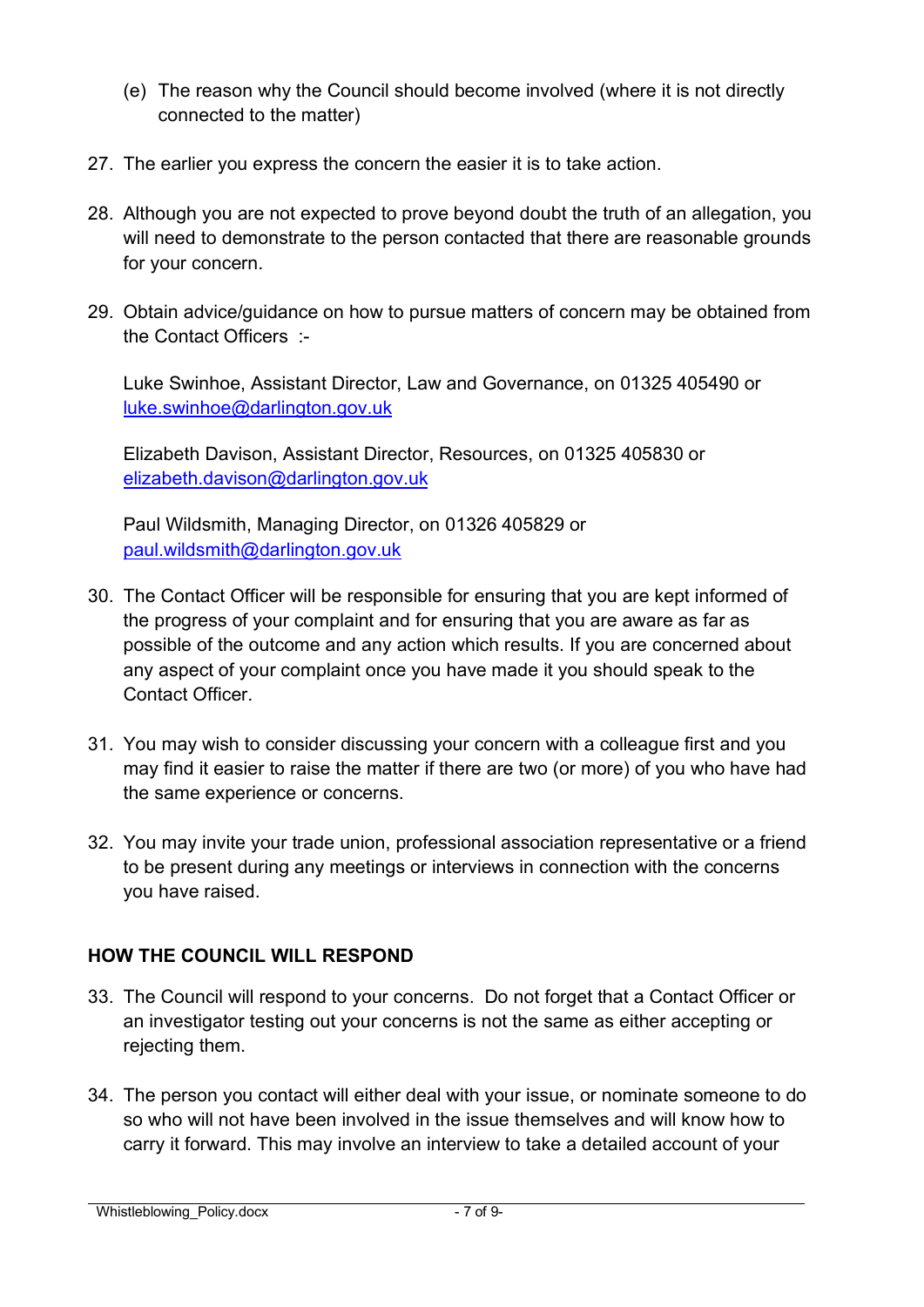(e) The reason why the Council should become involved (where it is not directly connected to the matter)

27. The earlier you express the concern the easier it is to take action.

28. Although you are not expected to prove beyond doubt the truth of an allegation, you will need to demonstrate to the person contacted that there are reasonable grounds for your concern.

29. Obtain advice/guidance on how to pursue matters of concern may be obtained from the Contact Officers :-

    Luke Swinhoe, Assistant Director, Law and Governance, on 01325 405490 or [luke.swinhoe@darlington.gov.uk](mailto:luke.swinhoe@darlington.gov.uk)

    Elizabeth Davison, Assistant Director, Resources, on 01325 405830 or [elizabeth.davison@darlington.gov.uk](mailto:elizabeth.davison@darlington.gov.uk)

    Paul Wildsmith, Managing Director, on 01326 405829 or [paul.wildsmith@darlington.gov.uk](mailto:paul.wildsmith@darlington.gov.uk)

30. The Contact Officer will be responsible for ensuring that you are kept informed of the progress of your complaint and for ensuring that you are aware as far as possible of the outcome and any action which results. If you are concerned about any aspect of your complaint once you have made it you should speak to the Contact Officer.

31. You may wish to consider discussing your concern with a colleague first and you may find it easier to raise the matter if there are two (or more) of you who have had the same experience or concerns.

32. You may invite your trade union, professional association representative or a friend to be present during any meetings or interviews in connection with the concerns you have raised.

## HOW THE COUNCIL WILL RESPOND

33. The Council will respond to your concerns. Do not forget that a Contact Officer or an investigator testing out your concerns is not the same as either accepting or rejecting them.

34. The person you contact will either deal with your issue, or nominate someone to do so who will not have been involved in the issue themselves and will know how to carry it forward. This may involve an interview to take a detailed account of your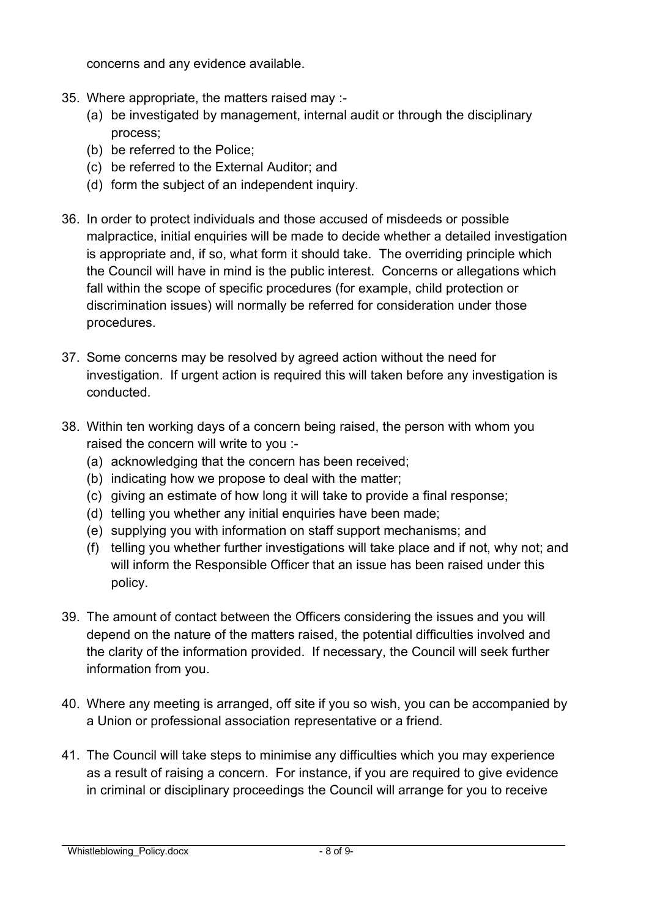concerns and any evidence available.

35. Where appropriate, the matters raised may :-
    (a) be investigated by management, internal audit or through the disciplinary process;
    (b) be referred to the Police;
    (c) be referred to the External Auditor; and
    (d) form the subject of an independent inquiry.

36. In order to protect individuals and those accused of misdeeds or possible malpractice, initial enquiries will be made to decide whether a detailed investigation is appropriate and, if so, what form it should take. The overriding principle which the Council will have in mind is the public interest. Concerns or allegations which fall within the scope of specific procedures (for example, child protection or discrimination issues) will normally be referred for consideration under those procedures.

37. Some concerns may be resolved by agreed action without the need for investigation. If urgent action is required this will taken before any investigation is conducted.

38. Within ten working days of a concern being raised, the person with whom you raised the concern will write to you :-
    (a) acknowledging that the concern has been received;
    (b) indicating how we propose to deal with the matter;
    (c) giving an estimate of how long it will take to provide a final response;
    (d) telling you whether any initial enquiries have been made;
    (e) supplying you with information on staff support mechanisms; and
    (f) telling you whether further investigations will take place and if not, why not; and will inform the Responsible Officer that an issue has been raised under this policy.

39. The amount of contact between the Officers considering the issues and you will depend on the nature of the matters raised, the potential difficulties involved and the clarity of the information provided. If necessary, the Council will seek further information from you.

40. Where any meeting is arranged, off site if you so wish, you can be accompanied by a Union or professional association representative or a friend.

41. The Council will take steps to minimise any difficulties which you may experience as a result of raising a concern. For instance, if you are required to give evidence in criminal or disciplinary proceedings the Council will arrange for you to receive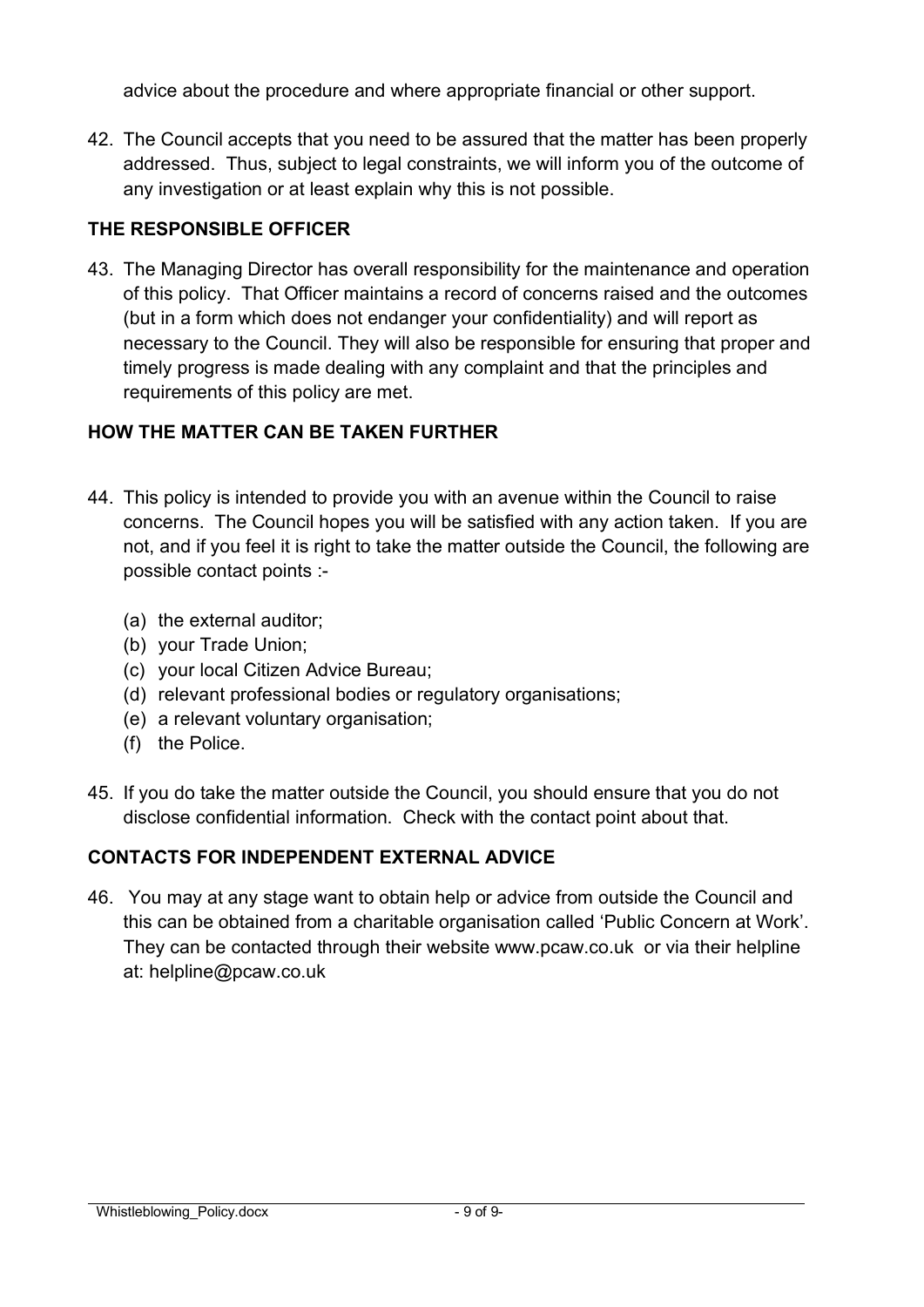advice about the procedure and where appropriate financial or other support.

42. The Council accepts that you need to be assured that the matter has been properly addressed. Thus, subject to legal constraints, we will inform you of the outcome of any investigation or at least explain why this is not possible.

## THE RESPONSIBLE OFFICER

43. The Managing Director has overall responsibility for the maintenance and operation of this policy. That Officer maintains a record of concerns raised and the outcomes (but in a form which does not endanger your confidentiality) and will report as necessary to the Council. They will also be responsible for ensuring that proper and timely progress is made dealing with any complaint and that the principles and requirements of this policy are met.

## HOW THE MATTER CAN BE TAKEN FURTHER

44. This policy is intended to provide you with an avenue within the Council to raise concerns. The Council hopes you will be satisfied with any action taken. If you are not, and if you feel it is right to take the matter outside the Council, the following are possible contact points :-

    (a) the external auditor;
    (b) your Trade Union;
    (c) your local Citizen Advice Bureau;
    (d) relevant professional bodies or regulatory organisations;
    (e) a relevant voluntary organisation;
    (f) the Police.

45. If you do take the matter outside the Council, you should ensure that you do not disclose confidential information. Check with the contact point about that.

## CONTACTS FOR INDEPENDENT EXTERNAL ADVICE

46. You may at any stage want to obtain help or advice from outside the Council and this can be obtained from a charitable organisation called 'Public Concern at Work'. They can be contacted through their website www.pcaw.co.uk or via their helpline at: helpline@pcaw.co.uk